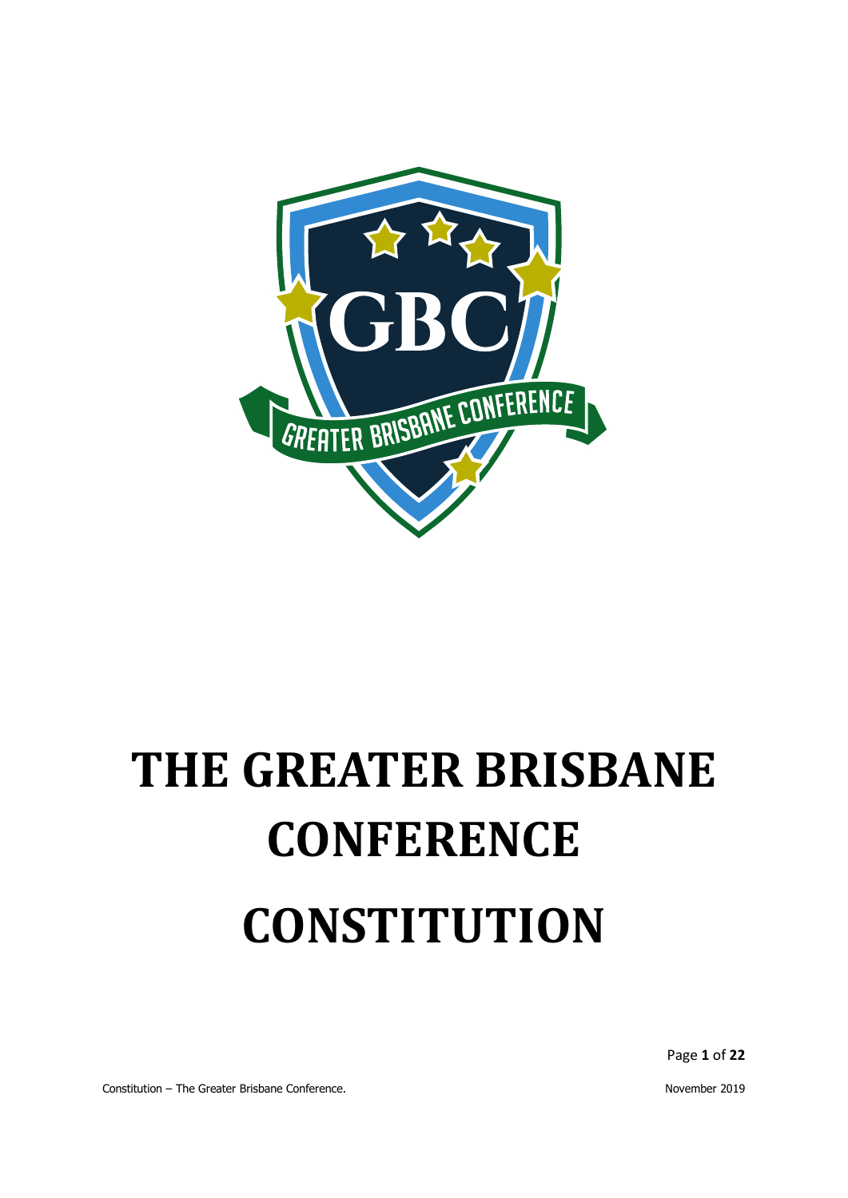# THE GREATER BRISBANE CONFERENCE

# CONSTITUTION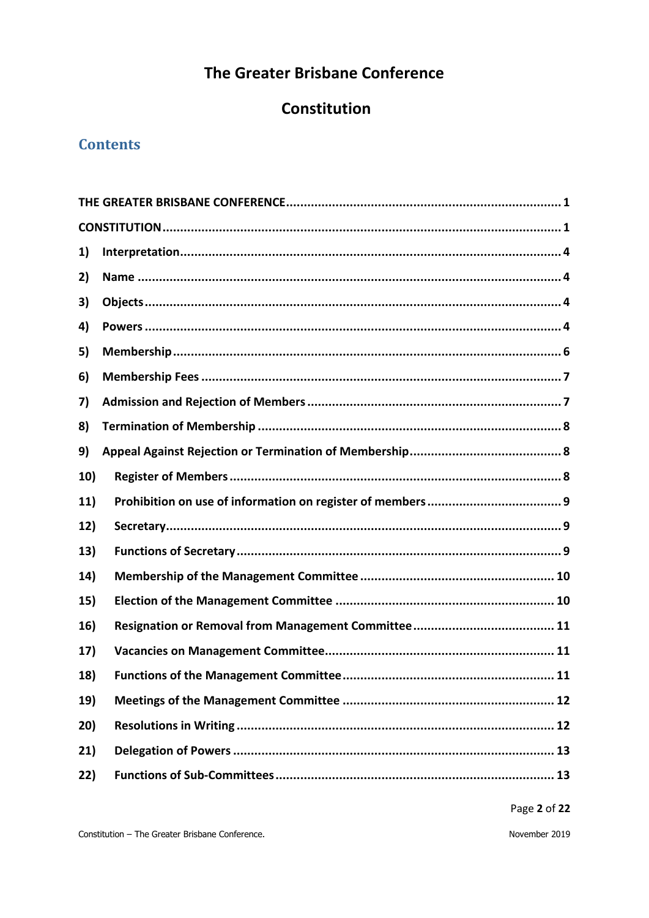# The Greater Brisbane Conference

# Constitution

## Contents

THE GREATER BRISBANE CONFERENCE ........ 1

CONSTITUTION ........ 1

1) Interpretation ........ 4

2) Name ........ 4

3) Objects ........ 4

4) Powers ........ 4

5) Membership ........ 6

6) Membership Fees ........ 7

7) Admission and Rejection of Members ........ 7

8) Termination of Membership ........ 8

9) Appeal Against Rejection or Termination of Membership ........ 8

10) Register of Members ........ 8

11) Prohibition on use of information on register of members ........ 9

12) Secretary ........ 9

13) Functions of Secretary ........ 9

14) Membership of the Management Committee ........ 10

15) Election of the Management Committee ........ 10

16) Resignation or Removal from Management Committee ........ 11

17) Vacancies on Management Committee ........ 11

18) Functions of the Management Committee ........ 11

19) Meetings of the Management Committee ........ 12

20) Resolutions in Writing ........ 12

21) Delegation of Powers ........ 13

22) Functions of Sub-Committees ........ 13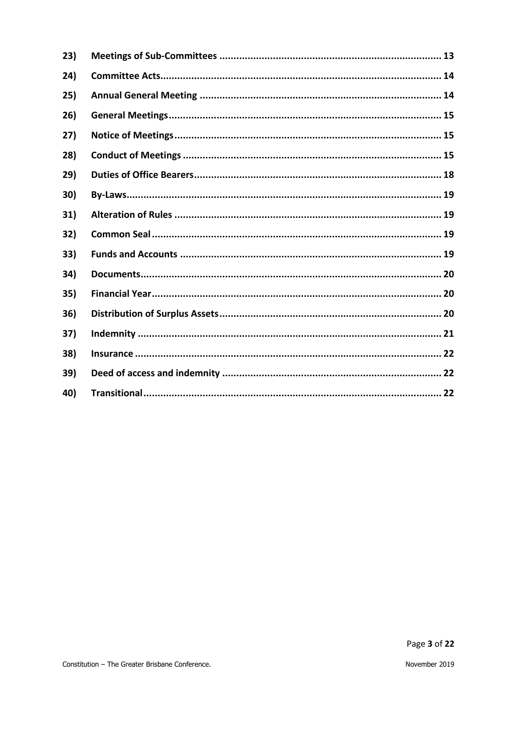| | | |
|---|---|---|
| **23)** | **Meetings of Sub-Committees** | **13** |
| **24)** | **Committee Acts** | **14** |
| **25)** | **Annual General Meeting** | **14** |
| **26)** | **General Meetings** | **15** |
| **27)** | **Notice of Meetings** | **15** |
| **28)** | **Conduct of Meetings** | **15** |
| **29)** | **Duties of Office Bearers** | **18** |
| **30)** | **By-Laws** | **19** |
| **31)** | **Alteration of Rules** | **19** |
| **32)** | **Common Seal** | **19** |
| **33)** | **Funds and Accounts** | **19** |
| **34)** | **Documents** | **20** |
| **35)** | **Financial Year** | **20** |
| **36)** | **Distribution of Surplus Assets** | **20** |
| **37)** | **Indemnity** | **21** |
| **38)** | **Insurance** | **22** |
| **39)** | **Deed of access and indemnity** | **22** |
| **40)** | **Transitional** | **22** |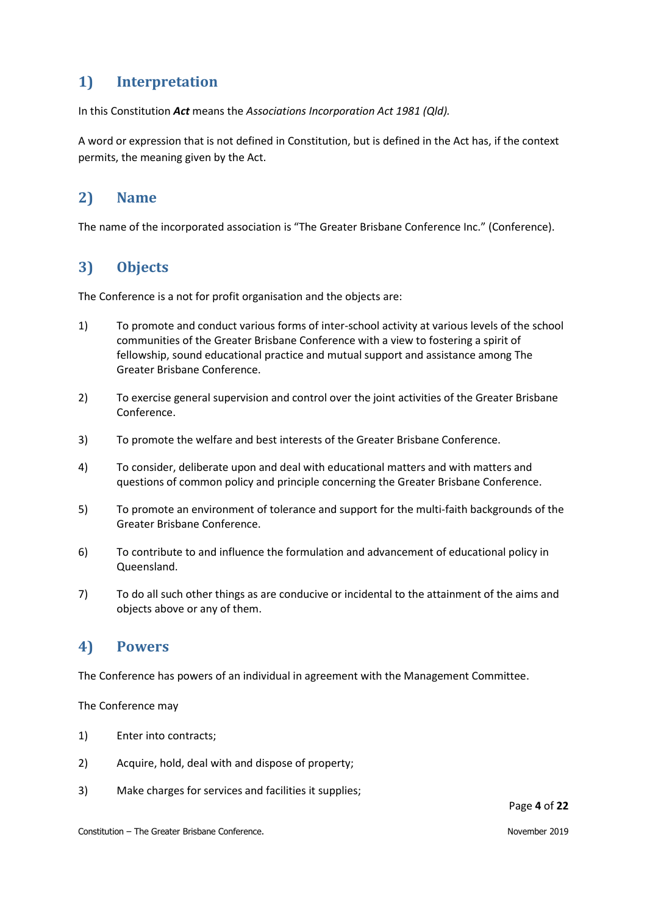## 1) Interpretation

In this Constitution ***Act*** means the *Associations Incorporation Act 1981 (Qld).*

A word or expression that is not defined in Constitution, but is defined in the Act has, if the context permits, the meaning given by the Act.

## 2) Name

The name of the incorporated association is "The Greater Brisbane Conference Inc." (Conference).

## 3) Objects

The Conference is a not for profit organisation and the objects are:

1) To promote and conduct various forms of inter-school activity at various levels of the school communities of the Greater Brisbane Conference with a view to fostering a spirit of fellowship, sound educational practice and mutual support and assistance among The Greater Brisbane Conference.

2) To exercise general supervision and control over the joint activities of the Greater Brisbane Conference.

3) To promote the welfare and best interests of the Greater Brisbane Conference.

4) To consider, deliberate upon and deal with educational matters and with matters and questions of common policy and principle concerning the Greater Brisbane Conference.

5) To promote an environment of tolerance and support for the multi-faith backgrounds of the Greater Brisbane Conference.

6) To contribute to and influence the formulation and advancement of educational policy in Queensland.

7) To do all such other things as are conducive or incidental to the attainment of the aims and objects above or any of them.

## 4) Powers

The Conference has powers of an individual in agreement with the Management Committee.

The Conference may

1) Enter into contracts;

2) Acquire, hold, deal with and dispose of property;

3) Make charges for services and facilities it supplies;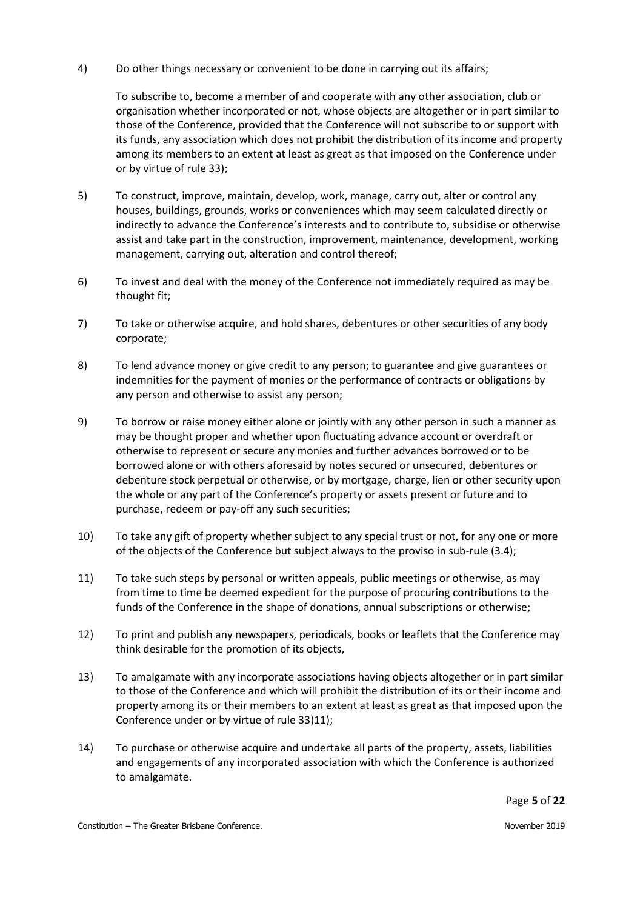4) Do other things necessary or convenient to be done in carrying out its affairs;

   To subscribe to, become a member of and cooperate with any other association, club or organisation whether incorporated or not, whose objects are altogether or in part similar to those of the Conference, provided that the Conference will not subscribe to or support with its funds, any association which does not prohibit the distribution of its income and property among its members to an extent at least as great as that imposed on the Conference under or by virtue of rule 33);

5) To construct, improve, maintain, develop, work, manage, carry out, alter or control any houses, buildings, grounds, works or conveniences which may seem calculated directly or indirectly to advance the Conference's interests and to contribute to, subsidise or otherwise assist and take part in the construction, improvement, maintenance, development, working management, carrying out, alteration and control thereof;

6) To invest and deal with the money of the Conference not immediately required as may be thought fit;

7) To take or otherwise acquire, and hold shares, debentures or other securities of any body corporate;

8) To lend advance money or give credit to any person; to guarantee and give guarantees or indemnities for the payment of monies or the performance of contracts or obligations by any person and otherwise to assist any person;

9) To borrow or raise money either alone or jointly with any other person in such a manner as may be thought proper and whether upon fluctuating advance account or overdraft or otherwise to represent or secure any monies and further advances borrowed or to be borrowed alone or with others aforesaid by notes secured or unsecured, debentures or debenture stock perpetual or otherwise, or by mortgage, charge, lien or other security upon the whole or any part of the Conference's property or assets present or future and to purchase, redeem or pay-off any such securities;

10) To take any gift of property whether subject to any special trust or not, for any one or more of the objects of the Conference but subject always to the proviso in sub-rule (3.4);

11) To take such steps by personal or written appeals, public meetings or otherwise, as may from time to time be deemed expedient for the purpose of procuring contributions to the funds of the Conference in the shape of donations, annual subscriptions or otherwise;

12) To print and publish any newspapers, periodicals, books or leaflets that the Conference may think desirable for the promotion of its objects,

13) To amalgamate with any incorporate associations having objects altogether or in part similar to those of the Conference and which will prohibit the distribution of its or their income and property among its or their members to an extent at least as great as that imposed upon the Conference under or by virtue of rule 33)11);

14) To purchase or otherwise acquire and undertake all parts of the property, assets, liabilities and engagements of any incorporated association with which the Conference is authorized to amalgamate.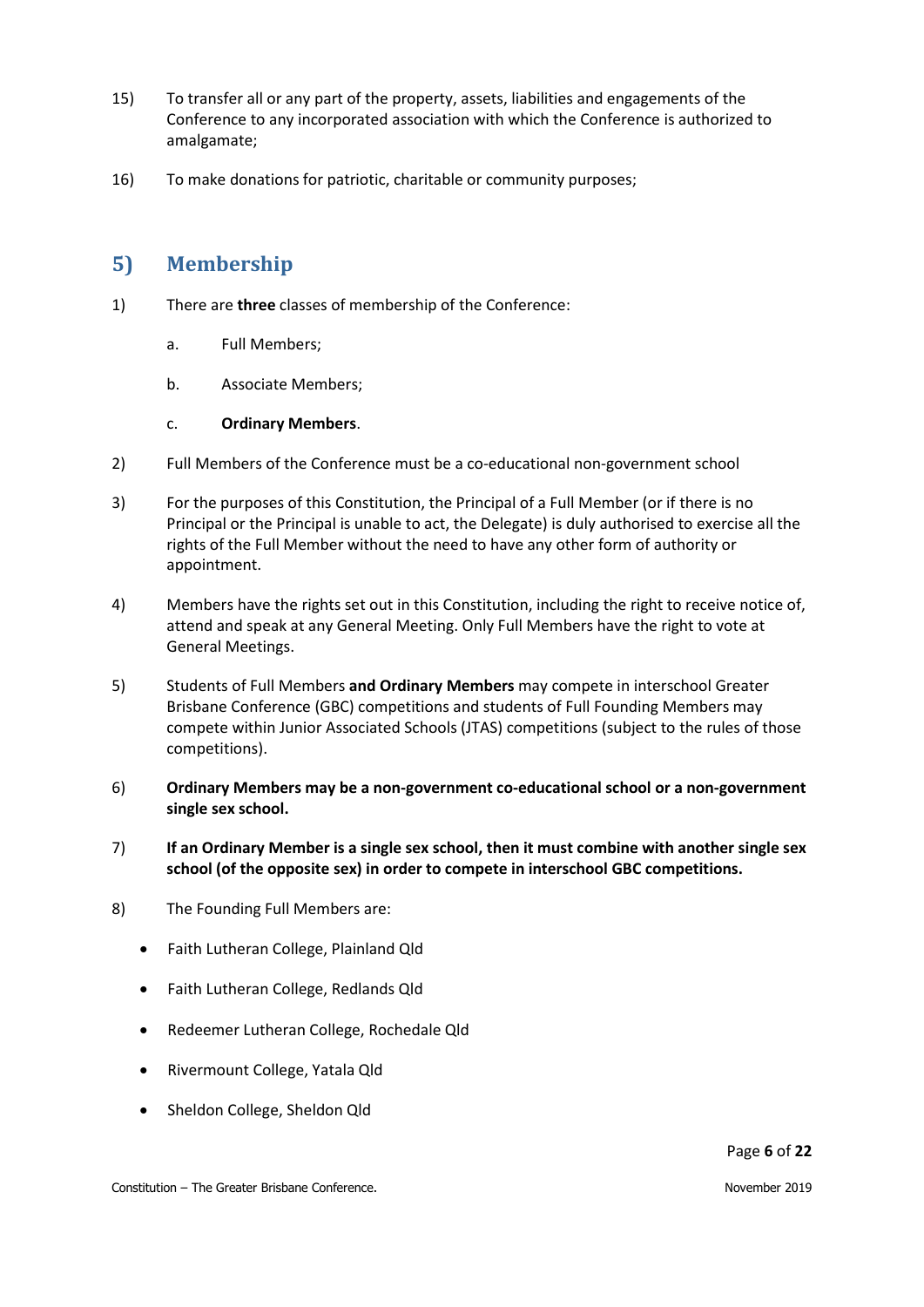15) To transfer all or any part of the property, assets, liabilities and engagements of the Conference to any incorporated association with which the Conference is authorized to amalgamate;

16) To make donations for patriotic, charitable or community purposes;

## 5) Membership

1) There are **three** classes of membership of the Conference:

   a. Full Members;

   b. Associate Members;

   c. **Ordinary Members**.

2) Full Members of the Conference must be a co-educational non-government school

3) For the purposes of this Constitution, the Principal of a Full Member (or if there is no Principal or the Principal is unable to act, the Delegate) is duly authorised to exercise all the rights of the Full Member without the need to have any other form of authority or appointment.

4) Members have the rights set out in this Constitution, including the right to receive notice of, attend and speak at any General Meeting. Only Full Members have the right to vote at General Meetings.

5) Students of Full Members **and Ordinary Members** may compete in interschool Greater Brisbane Conference (GBC) competitions and students of Full Founding Members may compete within Junior Associated Schools (JTAS) competitions (subject to the rules of those competitions).

6) **Ordinary Members may be a non-government co-educational school or a non-government single sex school.**

7) **If an Ordinary Member is a single sex school, then it must combine with another single sex school (of the opposite sex) in order to compete in interschool GBC competitions.**

8) The Founding Full Members are:

- Faith Lutheran College, Plainland Qld
- Faith Lutheran College, Redlands Qld
- Redeemer Lutheran College, Rochedale Qld
- Rivermount College, Yatala Qld
- Sheldon College, Sheldon Qld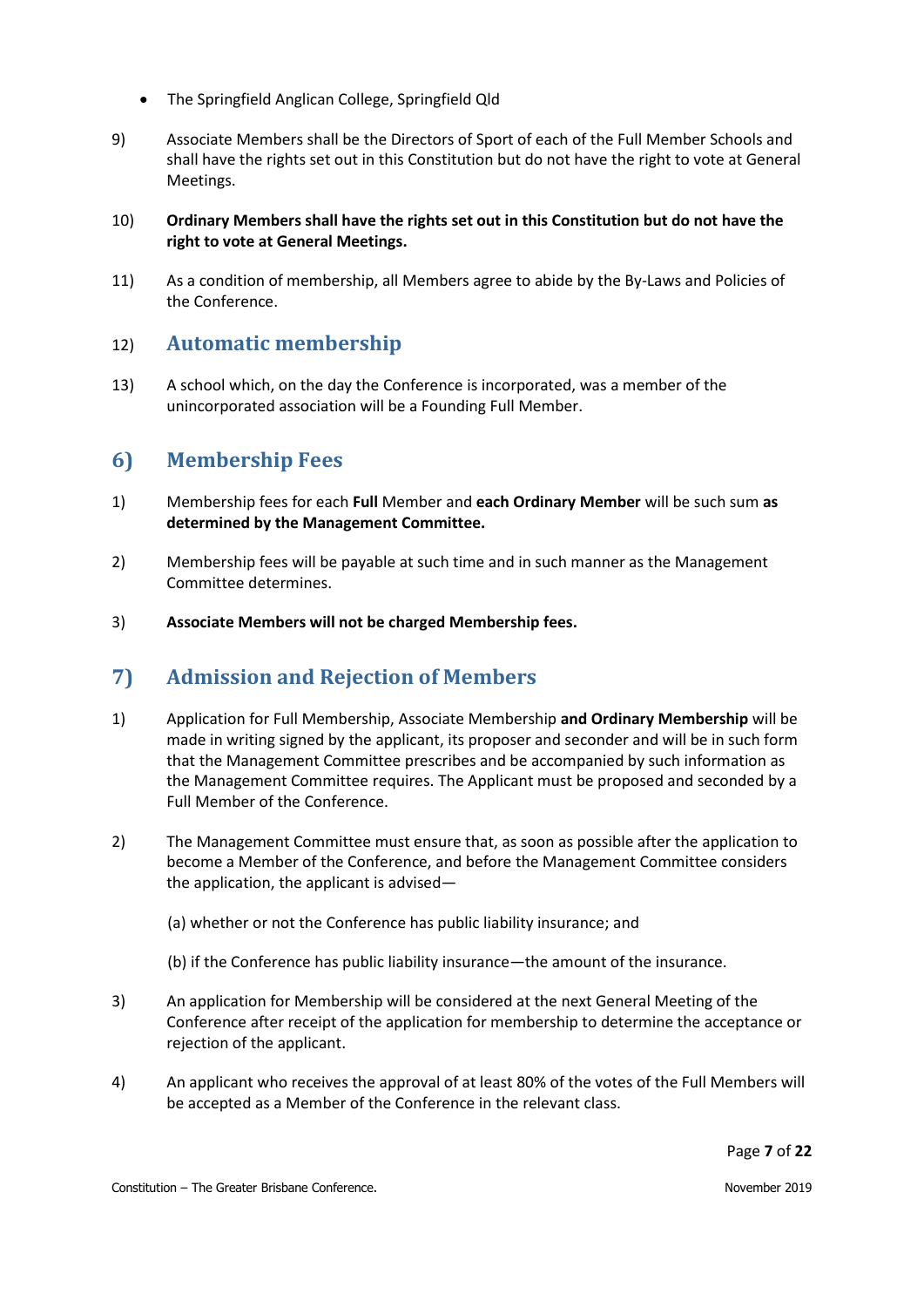- The Springfield Anglican College, Springfield Qld

9) Associate Members shall be the Directors of Sport of each of the Full Member Schools and shall have the rights set out in this Constitution but do not have the right to vote at General Meetings.

10) **Ordinary Members shall have the rights set out in this Constitution but do not have the right to vote at General Meetings.**

11) As a condition of membership, all Members agree to abide by the By-Laws and Policies of the Conference.

### 12) Automatic membership

13) A school which, on the day the Conference is incorporated, was a member of the unincorporated association will be a Founding Full Member.

## 6) Membership Fees

1) Membership fees for each **Full** Member and **each Ordinary Member** will be such sum **as determined by the Management Committee.**

2) Membership fees will be payable at such time and in such manner as the Management Committee determines.

3) **Associate Members will not be charged Membership fees.**

## 7) Admission and Rejection of Members

1) Application for Full Membership, Associate Membership **and Ordinary Membership** will be made in writing signed by the applicant, its proposer and seconder and will be in such form that the Management Committee prescribes and be accompanied by such information as the Management Committee requires. The Applicant must be proposed and seconded by a Full Member of the Conference.

2) The Management Committee must ensure that, as soon as possible after the application to become a Member of the Conference, and before the Management Committee considers the application, the applicant is advised—

   (a) whether or not the Conference has public liability insurance; and

   (b) if the Conference has public liability insurance—the amount of the insurance.

3) An application for Membership will be considered at the next General Meeting of the Conference after receipt of the application for membership to determine the acceptance or rejection of the applicant.

4) An applicant who receives the approval of at least 80% of the votes of the Full Members will be accepted as a Member of the Conference in the relevant class.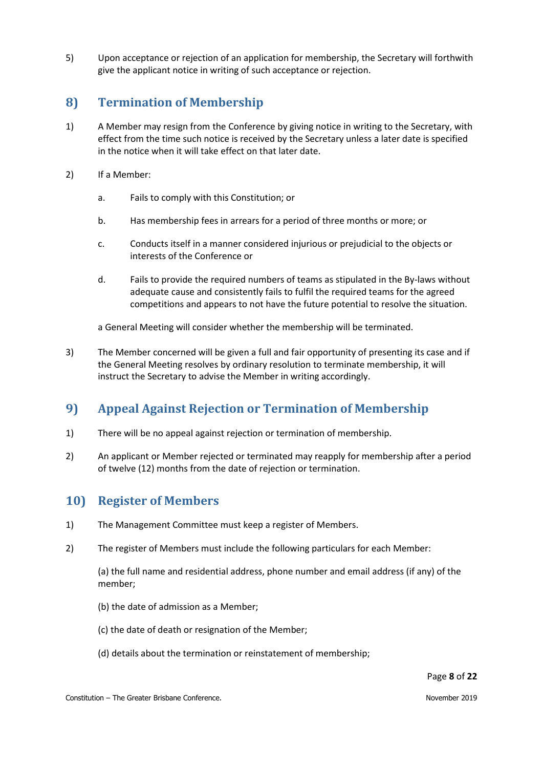5) Upon acceptance or rejection of an application for membership, the Secretary will forthwith give the applicant notice in writing of such acceptance or rejection.

## 8) Termination of Membership

1) A Member may resign from the Conference by giving notice in writing to the Secretary, with effect from the time such notice is received by the Secretary unless a later date is specified in the notice when it will take effect on that later date.

2) If a Member:

   a. Fails to comply with this Constitution; or

   b. Has membership fees in arrears for a period of three months or more; or

   c. Conducts itself in a manner considered injurious or prejudicial to the objects or interests of the Conference or

   d. Fails to provide the required numbers of teams as stipulated in the By-laws without adequate cause and consistently fails to fulfil the required teams for the agreed competitions and appears to not have the future potential to resolve the situation.

   a General Meeting will consider whether the membership will be terminated.

3) The Member concerned will be given a full and fair opportunity of presenting its case and if the General Meeting resolves by ordinary resolution to terminate membership, it will instruct the Secretary to advise the Member in writing accordingly.

## 9) Appeal Against Rejection or Termination of Membership

1) There will be no appeal against rejection or termination of membership.

2) An applicant or Member rejected or terminated may reapply for membership after a period of twelve (12) months from the date of rejection or termination.

## 10) Register of Members

1) The Management Committee must keep a register of Members.

2) The register of Members must include the following particulars for each Member:

   (a) the full name and residential address, phone number and email address (if any) of the member;

   (b) the date of admission as a Member;

   (c) the date of death or resignation of the Member;

   (d) details about the termination or reinstatement of membership;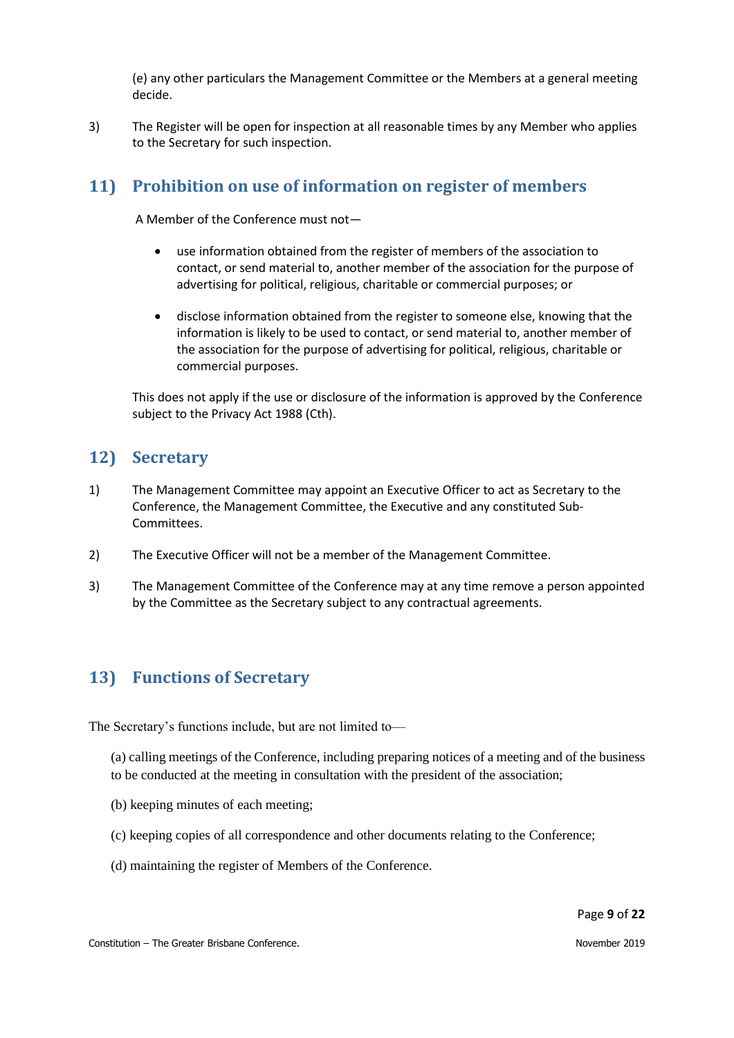(e) any other particulars the Management Committee or the Members at a general meeting decide.

3) The Register will be open for inspection at all reasonable times by any Member who applies to the Secretary for such inspection.

## 11) Prohibition on use of information on register of members

A Member of the Conference must not—

- use information obtained from the register of members of the association to contact, or send material to, another member of the association for the purpose of advertising for political, religious, charitable or commercial purposes; or
- disclose information obtained from the register to someone else, knowing that the information is likely to be used to contact, or send material to, another member of the association for the purpose of advertising for political, religious, charitable or commercial purposes.

This does not apply if the use or disclosure of the information is approved by the Conference subject to the Privacy Act 1988 (Cth).

## 12) Secretary

1) The Management Committee may appoint an Executive Officer to act as Secretary to the Conference, the Management Committee, the Executive and any constituted Sub-Committees.

2) The Executive Officer will not be a member of the Management Committee.

3) The Management Committee of the Conference may at any time remove a person appointed by the Committee as the Secretary subject to any contractual agreements.

## 13) Functions of Secretary

The Secretary's functions include, but are not limited to—

(a) calling meetings of the Conference, including preparing notices of a meeting and of the business to be conducted at the meeting in consultation with the president of the association;

(b) keeping minutes of each meeting;

(c) keeping copies of all correspondence and other documents relating to the Conference;

(d) maintaining the register of Members of the Conference.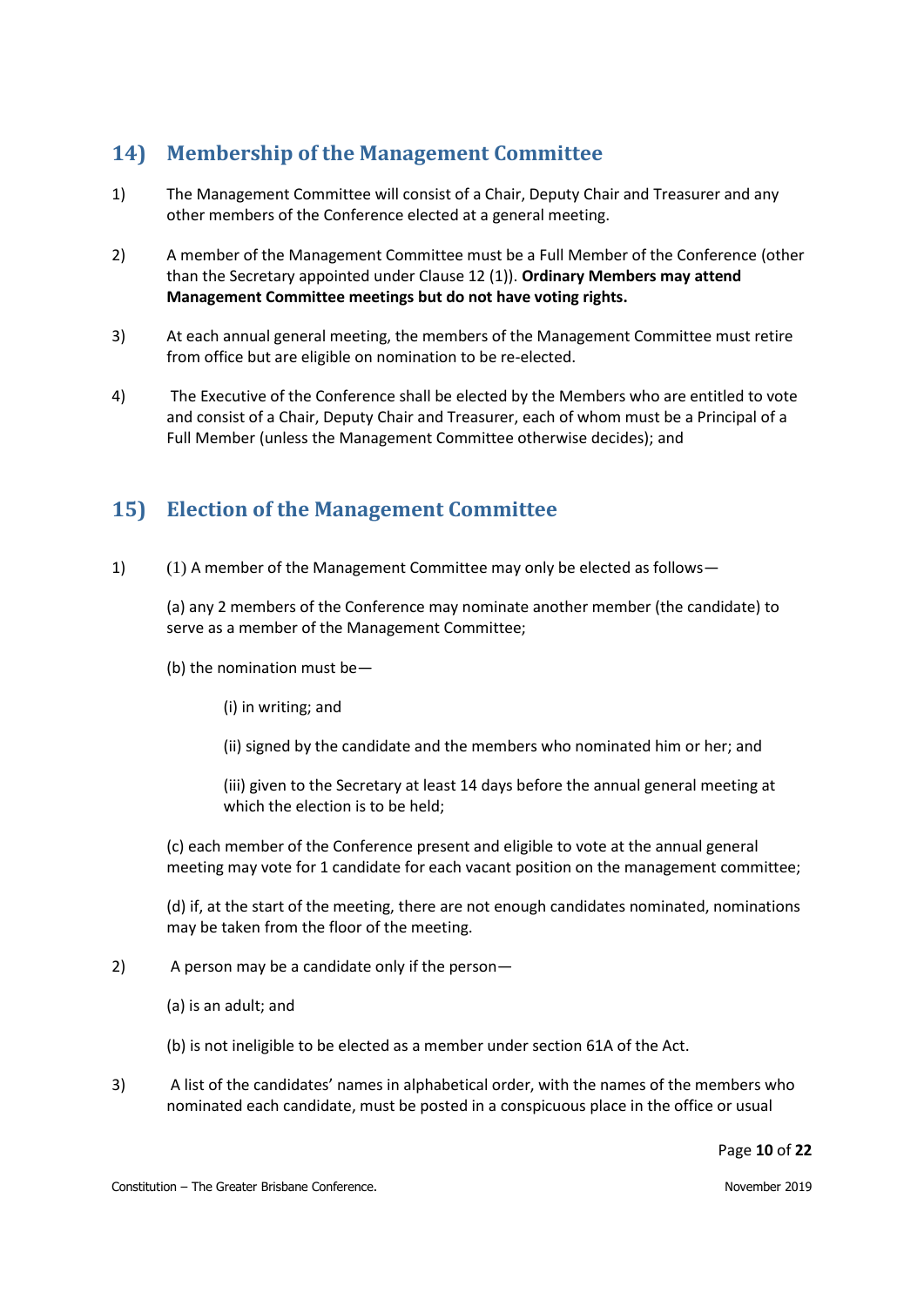## 14) Membership of the Management Committee

1) The Management Committee will consist of a Chair, Deputy Chair and Treasurer and any other members of the Conference elected at a general meeting.

2) A member of the Management Committee must be a Full Member of the Conference (other than the Secretary appointed under Clause 12 (1)). **Ordinary Members may attend Management Committee meetings but do not have voting rights.**

3) At each annual general meeting, the members of the Management Committee must retire from office but are eligible on nomination to be re-elected.

4) The Executive of the Conference shall be elected by the Members who are entitled to vote and consist of a Chair, Deputy Chair and Treasurer, each of whom must be a Principal of a Full Member (unless the Management Committee otherwise decides); and

## 15) Election of the Management Committee

1) (1) A member of the Management Committee may only be elected as follows—

(a) any 2 members of the Conference may nominate another member (the candidate) to serve as a member of the Management Committee;

(b) the nomination must be—

(i) in writing; and

(ii) signed by the candidate and the members who nominated him or her; and

(iii) given to the Secretary at least 14 days before the annual general meeting at which the election is to be held;

(c) each member of the Conference present and eligible to vote at the annual general meeting may vote for 1 candidate for each vacant position on the management committee;

(d) if, at the start of the meeting, there are not enough candidates nominated, nominations may be taken from the floor of the meeting.

2) A person may be a candidate only if the person—

(a) is an adult; and

(b) is not ineligible to be elected as a member under section 61A of the Act.

3) A list of the candidates' names in alphabetical order, with the names of the members who nominated each candidate, must be posted in a conspicuous place in the office or usual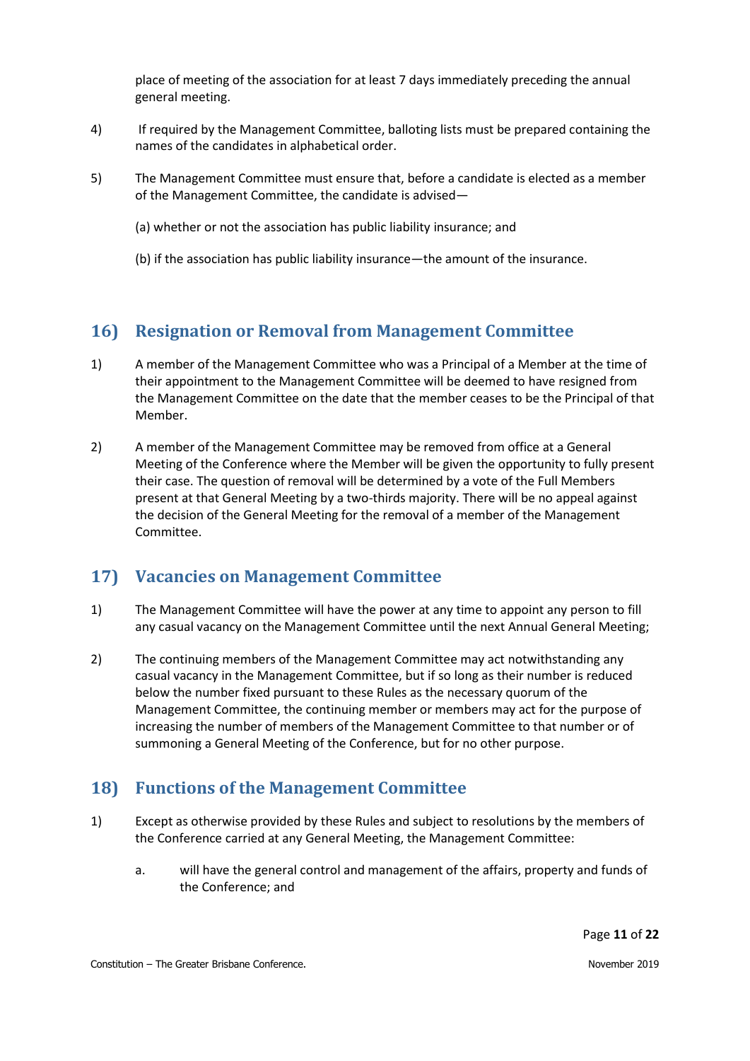place of meeting of the association for at least 7 days immediately preceding the annual general meeting.

4) If required by the Management Committee, balloting lists must be prepared containing the names of the candidates in alphabetical order.

5) The Management Committee must ensure that, before a candidate is elected as a member of the Management Committee, the candidate is advised—

   (a) whether or not the association has public liability insurance; and

   (b) if the association has public liability insurance—the amount of the insurance.

## 16) Resignation or Removal from Management Committee

1) A member of the Management Committee who was a Principal of a Member at the time of their appointment to the Management Committee will be deemed to have resigned from the Management Committee on the date that the member ceases to be the Principal of that Member.

2) A member of the Management Committee may be removed from office at a General Meeting of the Conference where the Member will be given the opportunity to fully present their case. The question of removal will be determined by a vote of the Full Members present at that General Meeting by a two-thirds majority. There will be no appeal against the decision of the General Meeting for the removal of a member of the Management Committee.

## 17) Vacancies on Management Committee

1) The Management Committee will have the power at any time to appoint any person to fill any casual vacancy on the Management Committee until the next Annual General Meeting;

2) The continuing members of the Management Committee may act notwithstanding any casual vacancy in the Management Committee, but if so long as their number is reduced below the number fixed pursuant to these Rules as the necessary quorum of the Management Committee, the continuing member or members may act for the purpose of increasing the number of members of the Management Committee to that number or of summoning a General Meeting of the Conference, but for no other purpose.

## 18) Functions of the Management Committee

1) Except as otherwise provided by these Rules and subject to resolutions by the members of the Conference carried at any General Meeting, the Management Committee:

   a. will have the general control and management of the affairs, property and funds of the Conference; and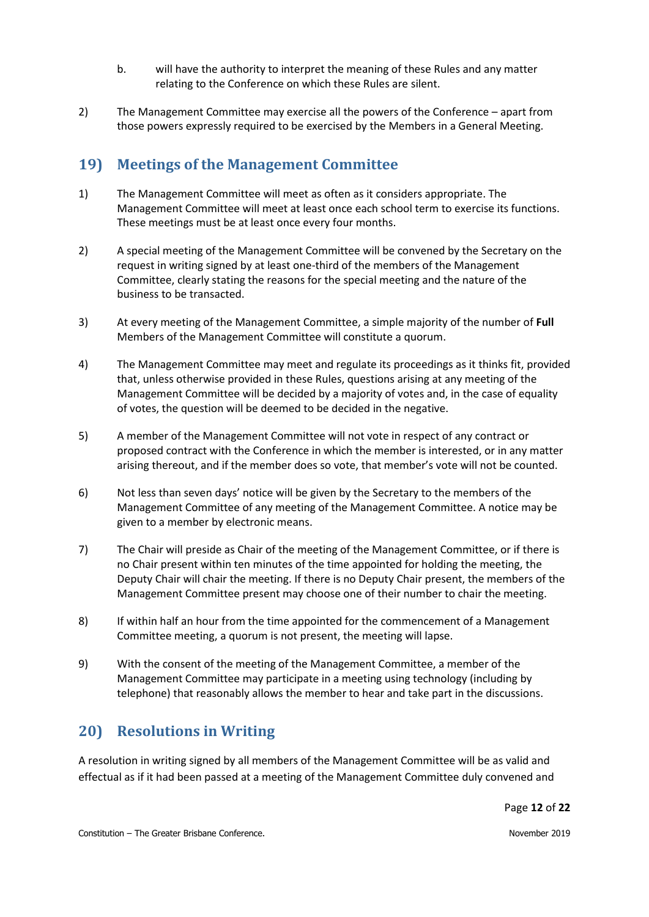b. will have the authority to interpret the meaning of these Rules and any matter relating to the Conference on which these Rules are silent.

2) The Management Committee may exercise all the powers of the Conference – apart from those powers expressly required to be exercised by the Members in a General Meeting.

## 19) Meetings of the Management Committee

1) The Management Committee will meet as often as it considers appropriate. The Management Committee will meet at least once each school term to exercise its functions. These meetings must be at least once every four months.

2) A special meeting of the Management Committee will be convened by the Secretary on the request in writing signed by at least one-third of the members of the Management Committee, clearly stating the reasons for the special meeting and the nature of the business to be transacted.

3) At every meeting of the Management Committee, a simple majority of the number of **Full** Members of the Management Committee will constitute a quorum.

4) The Management Committee may meet and regulate its proceedings as it thinks fit, provided that, unless otherwise provided in these Rules, questions arising at any meeting of the Management Committee will be decided by a majority of votes and, in the case of equality of votes, the question will be deemed to be decided in the negative.

5) A member of the Management Committee will not vote in respect of any contract or proposed contract with the Conference in which the member is interested, or in any matter arising thereout, and if the member does so vote, that member's vote will not be counted.

6) Not less than seven days' notice will be given by the Secretary to the members of the Management Committee of any meeting of the Management Committee. A notice may be given to a member by electronic means.

7) The Chair will preside as Chair of the meeting of the Management Committee, or if there is no Chair present within ten minutes of the time appointed for holding the meeting, the Deputy Chair will chair the meeting. If there is no Deputy Chair present, the members of the Management Committee present may choose one of their number to chair the meeting.

8) If within half an hour from the time appointed for the commencement of a Management Committee meeting, a quorum is not present, the meeting will lapse.

9) With the consent of the meeting of the Management Committee, a member of the Management Committee may participate in a meeting using technology (including by telephone) that reasonably allows the member to hear and take part in the discussions.

## 20) Resolutions in Writing

A resolution in writing signed by all members of the Management Committee will be as valid and effectual as if it had been passed at a meeting of the Management Committee duly convened and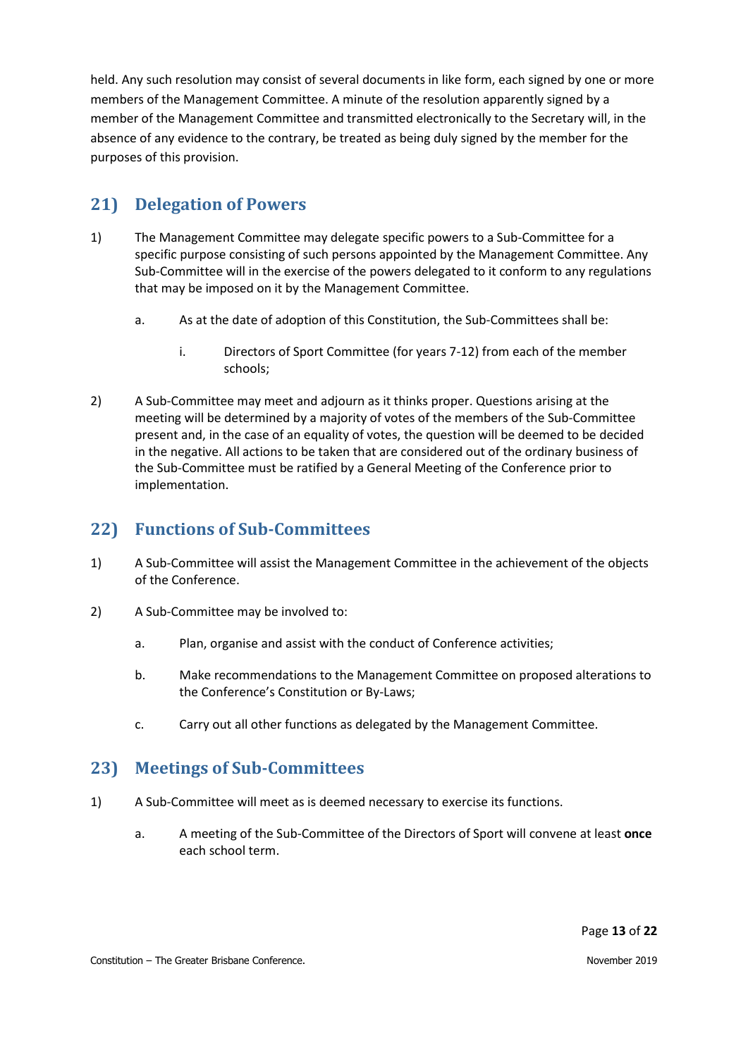held. Any such resolution may consist of several documents in like form, each signed by one or more members of the Management Committee. A minute of the resolution apparently signed by a member of the Management Committee and transmitted electronically to the Secretary will, in the absence of any evidence to the contrary, be treated as being duly signed by the member for the purposes of this provision.

## 21) Delegation of Powers

1) The Management Committee may delegate specific powers to a Sub-Committee for a specific purpose consisting of such persons appointed by the Management Committee. Any Sub-Committee will in the exercise of the powers delegated to it conform to any regulations that may be imposed on it by the Management Committee.

    a. As at the date of adoption of this Constitution, the Sub-Committees shall be:

        i. Directors of Sport Committee (for years 7-12) from each of the member schools;

2) A Sub-Committee may meet and adjourn as it thinks proper. Questions arising at the meeting will be determined by a majority of votes of the members of the Sub-Committee present and, in the case of an equality of votes, the question will be deemed to be decided in the negative. All actions to be taken that are considered out of the ordinary business of the Sub-Committee must be ratified by a General Meeting of the Conference prior to implementation.

## 22) Functions of Sub-Committees

1) A Sub-Committee will assist the Management Committee in the achievement of the objects of the Conference.

2) A Sub-Committee may be involved to:

    a. Plan, organise and assist with the conduct of Conference activities;

    b. Make recommendations to the Management Committee on proposed alterations to the Conference's Constitution or By-Laws;

    c. Carry out all other functions as delegated by the Management Committee.

## 23) Meetings of Sub-Committees

1) A Sub-Committee will meet as is deemed necessary to exercise its functions.

    a. A meeting of the Sub-Committee of the Directors of Sport will convene at least **once** each school term.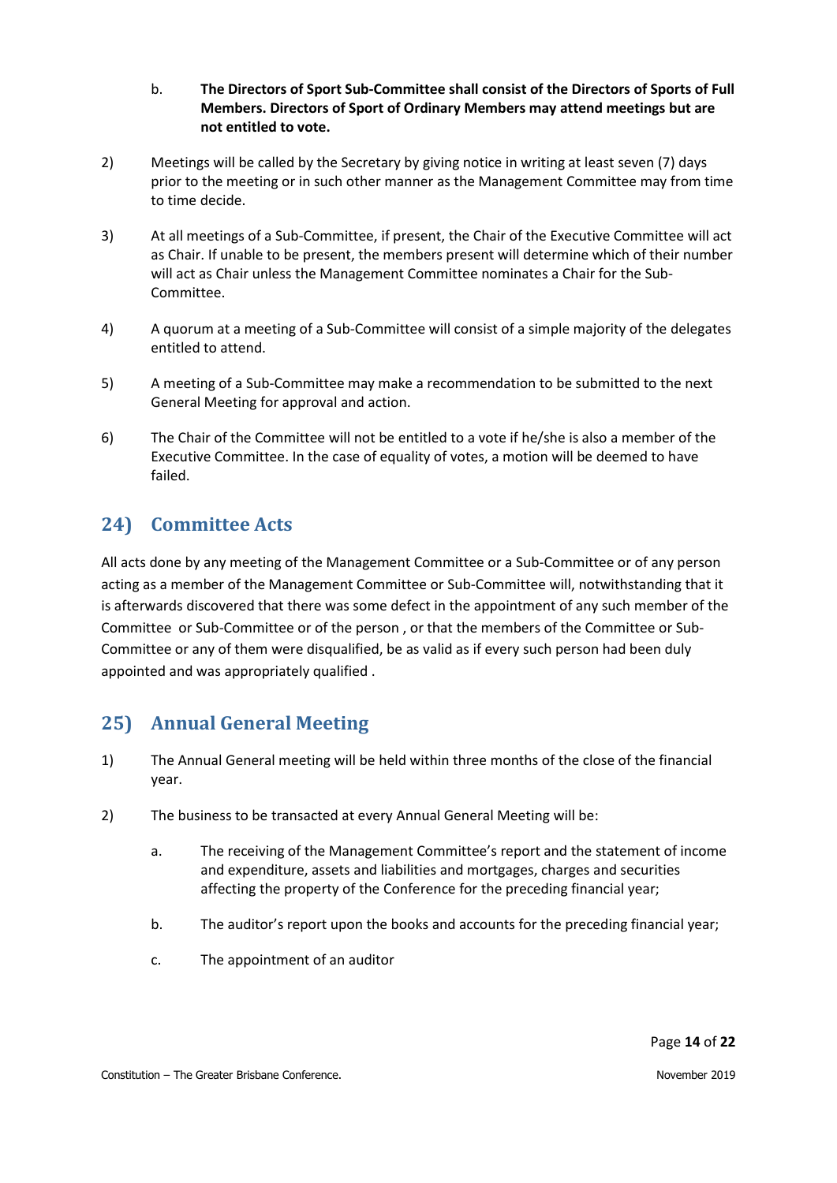b. **The Directors of Sport Sub-Committee shall consist of the Directors of Sports of Full Members. Directors of Sport of Ordinary Members may attend meetings but are not entitled to vote.**

2) Meetings will be called by the Secretary by giving notice in writing at least seven (7) days prior to the meeting or in such other manner as the Management Committee may from time to time decide.

3) At all meetings of a Sub-Committee, if present, the Chair of the Executive Committee will act as Chair. If unable to be present, the members present will determine which of their number will act as Chair unless the Management Committee nominates a Chair for the Sub-Committee.

4) A quorum at a meeting of a Sub-Committee will consist of a simple majority of the delegates entitled to attend.

5) A meeting of a Sub-Committee may make a recommendation to be submitted to the next General Meeting for approval and action.

6) The Chair of the Committee will not be entitled to a vote if he/she is also a member of the Executive Committee. In the case of equality of votes, a motion will be deemed to have failed.

## 24) Committee Acts

All acts done by any meeting of the Management Committee or a Sub-Committee or of any person acting as a member of the Management Committee or Sub-Committee will, notwithstanding that it is afterwards discovered that there was some defect in the appointment of any such member of the Committee or Sub-Committee or of the person , or that the members of the Committee or Sub-Committee or any of them were disqualified, be as valid as if every such person had been duly appointed and was appropriately qualified .

## 25) Annual General Meeting

1) The Annual General meeting will be held within three months of the close of the financial year.

2) The business to be transacted at every Annual General Meeting will be:

   a. The receiving of the Management Committee's report and the statement of income and expenditure, assets and liabilities and mortgages, charges and securities affecting the property of the Conference for the preceding financial year;

   b. The auditor's report upon the books and accounts for the preceding financial year;

   c. The appointment of an auditor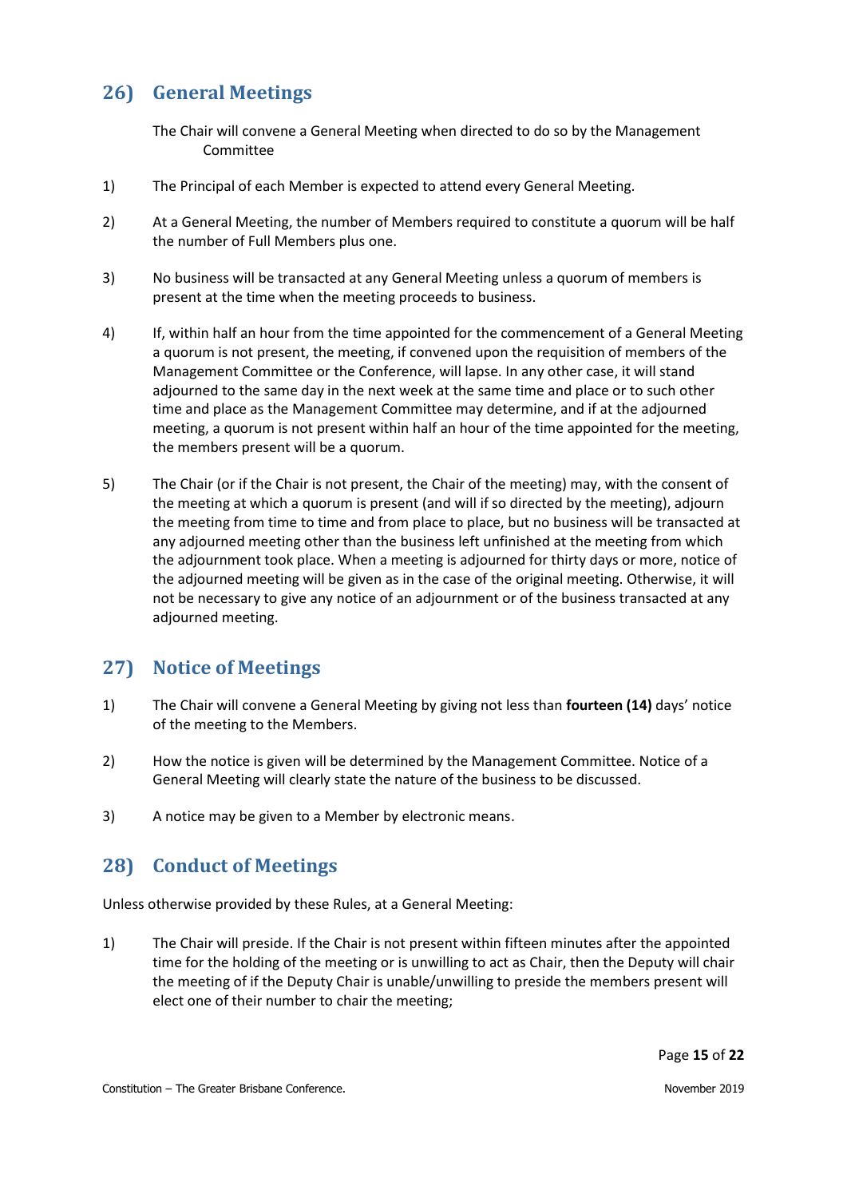## 26) General Meetings

The Chair will convene a General Meeting when directed to do so by the Management Committee

1) The Principal of each Member is expected to attend every General Meeting.

2) At a General Meeting, the number of Members required to constitute a quorum will be half the number of Full Members plus one.

3) No business will be transacted at any General Meeting unless a quorum of members is present at the time when the meeting proceeds to business.

4) If, within half an hour from the time appointed for the commencement of a General Meeting a quorum is not present, the meeting, if convened upon the requisition of members of the Management Committee or the Conference, will lapse. In any other case, it will stand adjourned to the same day in the next week at the same time and place or to such other time and place as the Management Committee may determine, and if at the adjourned meeting, a quorum is not present within half an hour of the time appointed for the meeting, the members present will be a quorum.

5) The Chair (or if the Chair is not present, the Chair of the meeting) may, with the consent of the meeting at which a quorum is present (and will if so directed by the meeting), adjourn the meeting from time to time and from place to place, but no business will be transacted at any adjourned meeting other than the business left unfinished at the meeting from which the adjournment took place. When a meeting is adjourned for thirty days or more, notice of the adjourned meeting will be given as in the case of the original meeting. Otherwise, it will not be necessary to give any notice of an adjournment or of the business transacted at any adjourned meeting.

## 27) Notice of Meetings

1) The Chair will convene a General Meeting by giving not less than **fourteen (14)** days' notice of the meeting to the Members.

2) How the notice is given will be determined by the Management Committee. Notice of a General Meeting will clearly state the nature of the business to be discussed.

3) A notice may be given to a Member by electronic means.

## 28) Conduct of Meetings

Unless otherwise provided by these Rules, at a General Meeting:

1) The Chair will preside. If the Chair is not present within fifteen minutes after the appointed time for the holding of the meeting or is unwilling to act as Chair, then the Deputy will chair the meeting of if the Deputy Chair is unable/unwilling to preside the members present will elect one of their number to chair the meeting;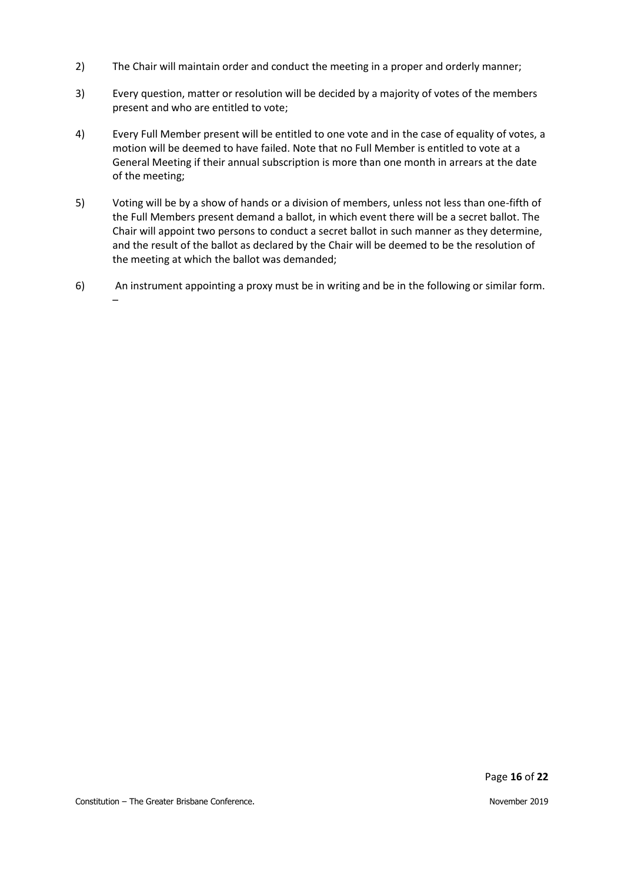2) The Chair will maintain order and conduct the meeting in a proper and orderly manner;

3) Every question, matter or resolution will be decided by a majority of votes of the members present and who are entitled to vote;

4) Every Full Member present will be entitled to one vote and in the case of equality of votes, a motion will be deemed to have failed. Note that no Full Member is entitled to vote at a General Meeting if their annual subscription is more than one month in arrears at the date of the meeting;

5) Voting will be by a show of hands or a division of members, unless not less than one-fifth of the Full Members present demand a ballot, in which event there will be a secret ballot. The Chair will appoint two persons to conduct a secret ballot in such manner as they determine, and the result of the ballot as declared by the Chair will be deemed to be the resolution of the meeting at which the ballot was demanded;

6) An instrument appointing a proxy must be in writing and be in the following or similar form. –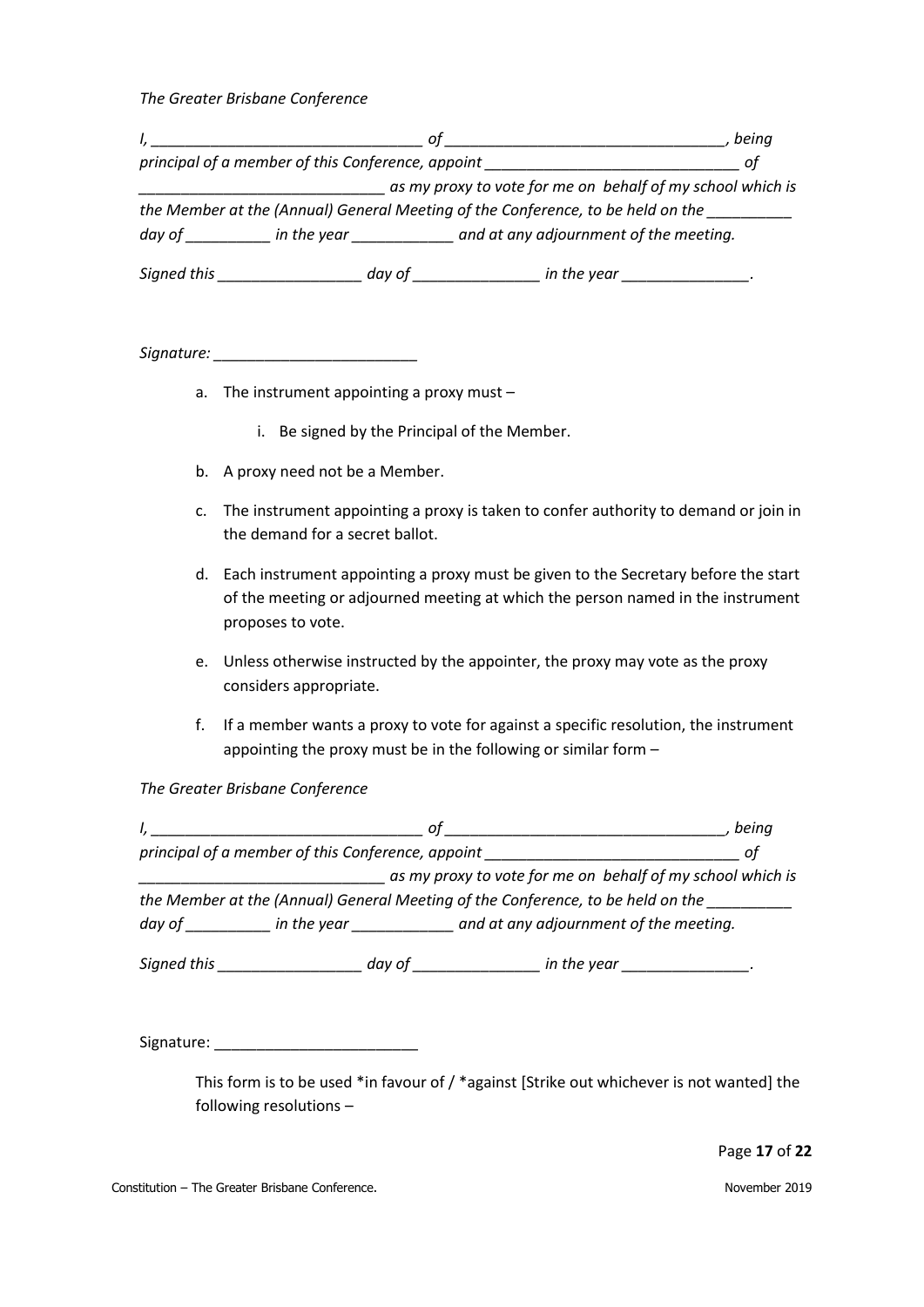*The Greater Brisbane Conference*

*I, ________________________________ of _________________________________, being principal of a member of this Conference, appoint ______________________________ of ______________________________ as my proxy to vote for me on behalf of my school which is the Member at the (Annual) General Meeting of the Conference, to be held on the __________ day of __________ in the year ____________ and at any adjournment of the meeting.*

*Signed this _________________ day of _______________ in the year _______________.*

*Signature: ________________________*

a. The instrument appointing a proxy must –

   i. Be signed by the Principal of the Member.

b. A proxy need not be a Member.

c. The instrument appointing a proxy is taken to confer authority to demand or join in the demand for a secret ballot.

d. Each instrument appointing a proxy must be given to the Secretary before the start of the meeting or adjourned meeting at which the person named in the instrument proposes to vote.

e. Unless otherwise instructed by the appointer, the proxy may vote as the proxy considers appropriate.

f. If a member wants a proxy to vote for against a specific resolution, the instrument appointing the proxy must be in the following or similar form –

*The Greater Brisbane Conference*

*I, ________________________________ of _________________________________, being principal of a member of this Conference, appoint ______________________________ of ______________________________ as my proxy to vote for me on behalf of my school which is the Member at the (Annual) General Meeting of the Conference, to be held on the __________ day of __________ in the year ____________ and at any adjournment of the meeting.*

*Signed this _________________ day of _______________ in the year _______________.*

Signature: ________________________

This form is to be used *in favour of / *against [Strike out whichever is not wanted] the following resolutions –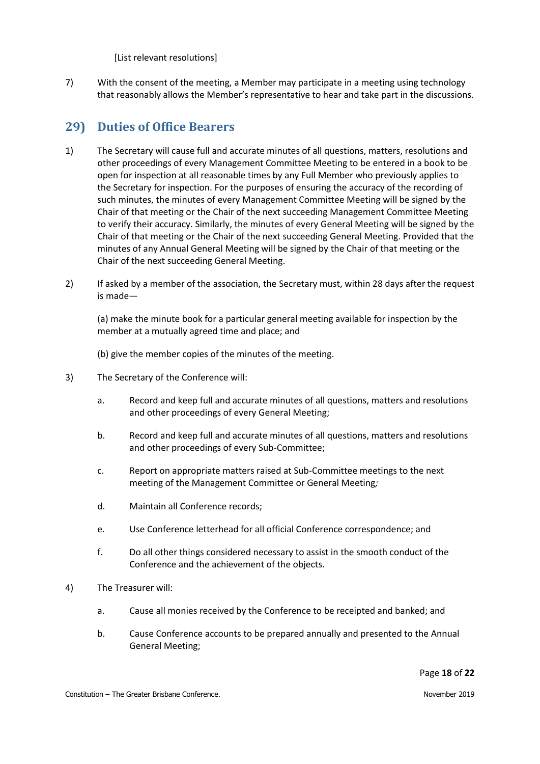[List relevant resolutions]

7) With the consent of the meeting, a Member may participate in a meeting using technology that reasonably allows the Member's representative to hear and take part in the discussions.

## 29) Duties of Office Bearers

1) The Secretary will cause full and accurate minutes of all questions, matters, resolutions and other proceedings of every Management Committee Meeting to be entered in a book to be open for inspection at all reasonable times by any Full Member who previously applies to the Secretary for inspection. For the purposes of ensuring the accuracy of the recording of such minutes, the minutes of every Management Committee Meeting will be signed by the Chair of that meeting or the Chair of the next succeeding Management Committee Meeting to verify their accuracy. Similarly, the minutes of every General Meeting will be signed by the Chair of that meeting or the Chair of the next succeeding General Meeting. Provided that the minutes of any Annual General Meeting will be signed by the Chair of that meeting or the Chair of the next succeeding General Meeting.

2) If asked by a member of the association, the Secretary must, within 28 days after the request is made—

   (a) make the minute book for a particular general meeting available for inspection by the member at a mutually agreed time and place; and

   (b) give the member copies of the minutes of the meeting.

3) The Secretary of the Conference will:

   a. Record and keep full and accurate minutes of all questions, matters and resolutions and other proceedings of every General Meeting;

   b. Record and keep full and accurate minutes of all questions, matters and resolutions and other proceedings of every Sub-Committee;

   c. Report on appropriate matters raised at Sub-Committee meetings to the next meeting of the Management Committee or General Meeting*;*

   d. Maintain all Conference records;

   e. Use Conference letterhead for all official Conference correspondence; and

   f. Do all other things considered necessary to assist in the smooth conduct of the Conference and the achievement of the objects.

4) The Treasurer will:

   a. Cause all monies received by the Conference to be receipted and banked; and

   b. Cause Conference accounts to be prepared annually and presented to the Annual General Meeting;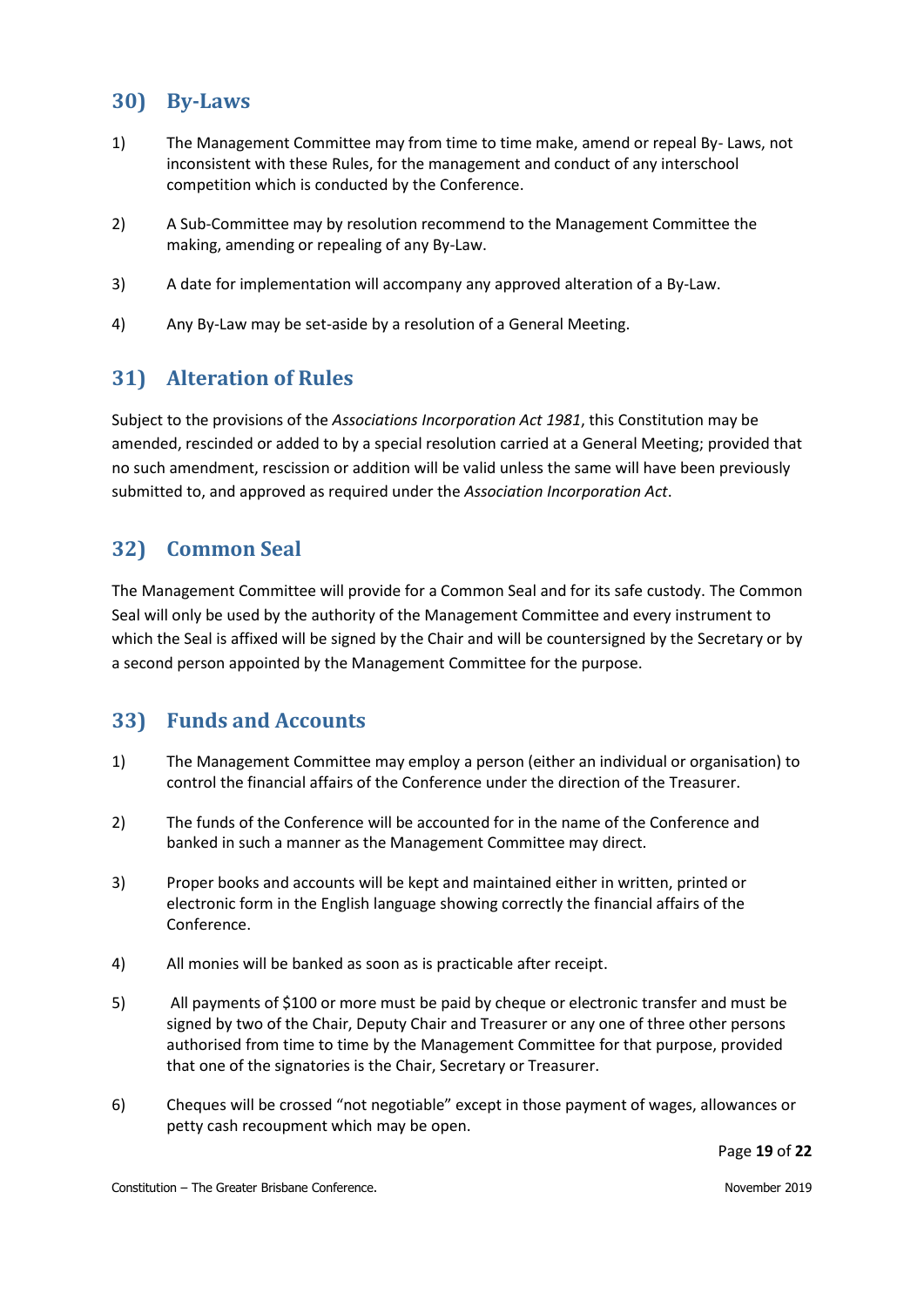## 30) By-Laws

1) The Management Committee may from time to time make, amend or repeal By- Laws, not inconsistent with these Rules, for the management and conduct of any interschool competition which is conducted by the Conference.

2) A Sub-Committee may by resolution recommend to the Management Committee the making, amending or repealing of any By-Law.

3) A date for implementation will accompany any approved alteration of a By-Law.

4) Any By-Law may be set-aside by a resolution of a General Meeting.

## 31) Alteration of Rules

Subject to the provisions of the *Associations Incorporation Act 1981*, this Constitution may be amended, rescinded or added to by a special resolution carried at a General Meeting; provided that no such amendment, rescission or addition will be valid unless the same will have been previously submitted to, and approved as required under the *Association Incorporation Act*.

## 32) Common Seal

The Management Committee will provide for a Common Seal and for its safe custody. The Common Seal will only be used by the authority of the Management Committee and every instrument to which the Seal is affixed will be signed by the Chair and will be countersigned by the Secretary or by a second person appointed by the Management Committee for the purpose.

## 33) Funds and Accounts

1) The Management Committee may employ a person (either an individual or organisation) to control the financial affairs of the Conference under the direction of the Treasurer.

2) The funds of the Conference will be accounted for in the name of the Conference and banked in such a manner as the Management Committee may direct.

3) Proper books and accounts will be kept and maintained either in written, printed or electronic form in the English language showing correctly the financial affairs of the Conference.

4) All monies will be banked as soon as is practicable after receipt.

5) All payments of $100 or more must be paid by cheque or electronic transfer and must be signed by two of the Chair, Deputy Chair and Treasurer or any one of three other persons authorised from time to time by the Management Committee for that purpose, provided that one of the signatories is the Chair, Secretary or Treasurer.

6) Cheques will be crossed "not negotiable" except in those payment of wages, allowances or petty cash recoupment which may be open.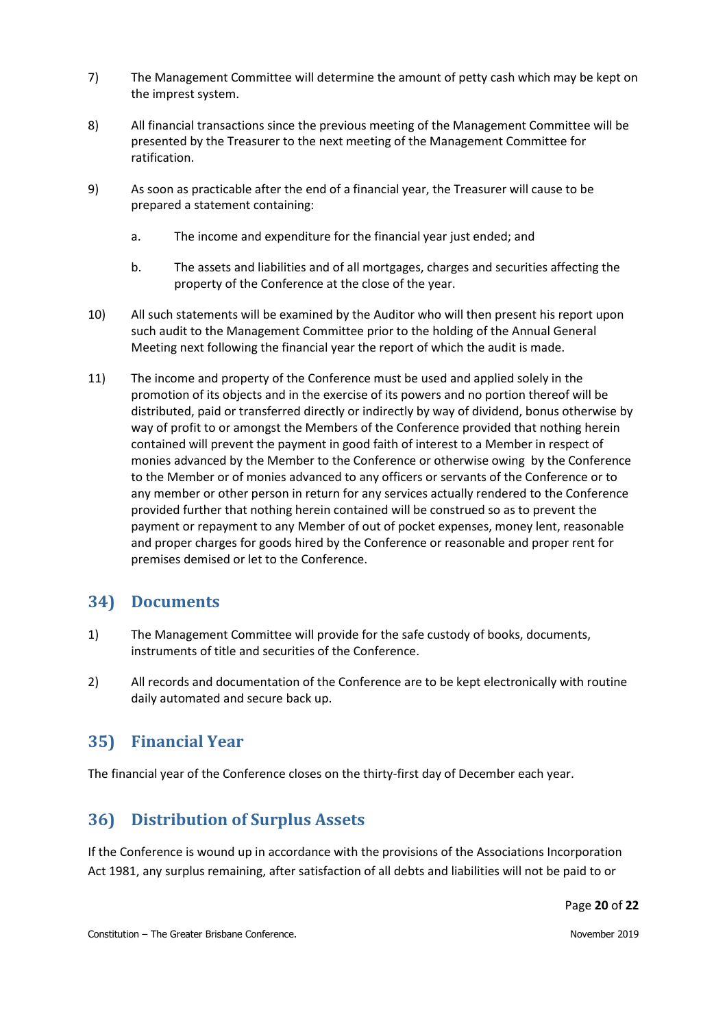7) The Management Committee will determine the amount of petty cash which may be kept on the imprest system.

8) All financial transactions since the previous meeting of the Management Committee will be presented by the Treasurer to the next meeting of the Management Committee for ratification.

9) As soon as practicable after the end of a financial year, the Treasurer will cause to be prepared a statement containing:

   a. The income and expenditure for the financial year just ended; and

   b. The assets and liabilities and of all mortgages, charges and securities affecting the property of the Conference at the close of the year.

10) All such statements will be examined by the Auditor who will then present his report upon such audit to the Management Committee prior to the holding of the Annual General Meeting next following the financial year the report of which the audit is made.

11) The income and property of the Conference must be used and applied solely in the promotion of its objects and in the exercise of its powers and no portion thereof will be distributed, paid or transferred directly or indirectly by way of dividend, bonus otherwise by way of profit to or amongst the Members of the Conference provided that nothing herein contained will prevent the payment in good faith of interest to a Member in respect of monies advanced by the Member to the Conference or otherwise owing by the Conference to the Member or of monies advanced to any officers or servants of the Conference or to any member or other person in return for any services actually rendered to the Conference provided further that nothing herein contained will be construed so as to prevent the payment or repayment to any Member of out of pocket expenses, money lent, reasonable and proper charges for goods hired by the Conference or reasonable and proper rent for premises demised or let to the Conference.

## 34) Documents

1) The Management Committee will provide for the safe custody of books, documents, instruments of title and securities of the Conference.

2) All records and documentation of the Conference are to be kept electronically with routine daily automated and secure back up.

## 35) Financial Year

The financial year of the Conference closes on the thirty-first day of December each year.

## 36) Distribution of Surplus Assets

If the Conference is wound up in accordance with the provisions of the Associations Incorporation Act 1981, any surplus remaining, after satisfaction of all debts and liabilities will not be paid to or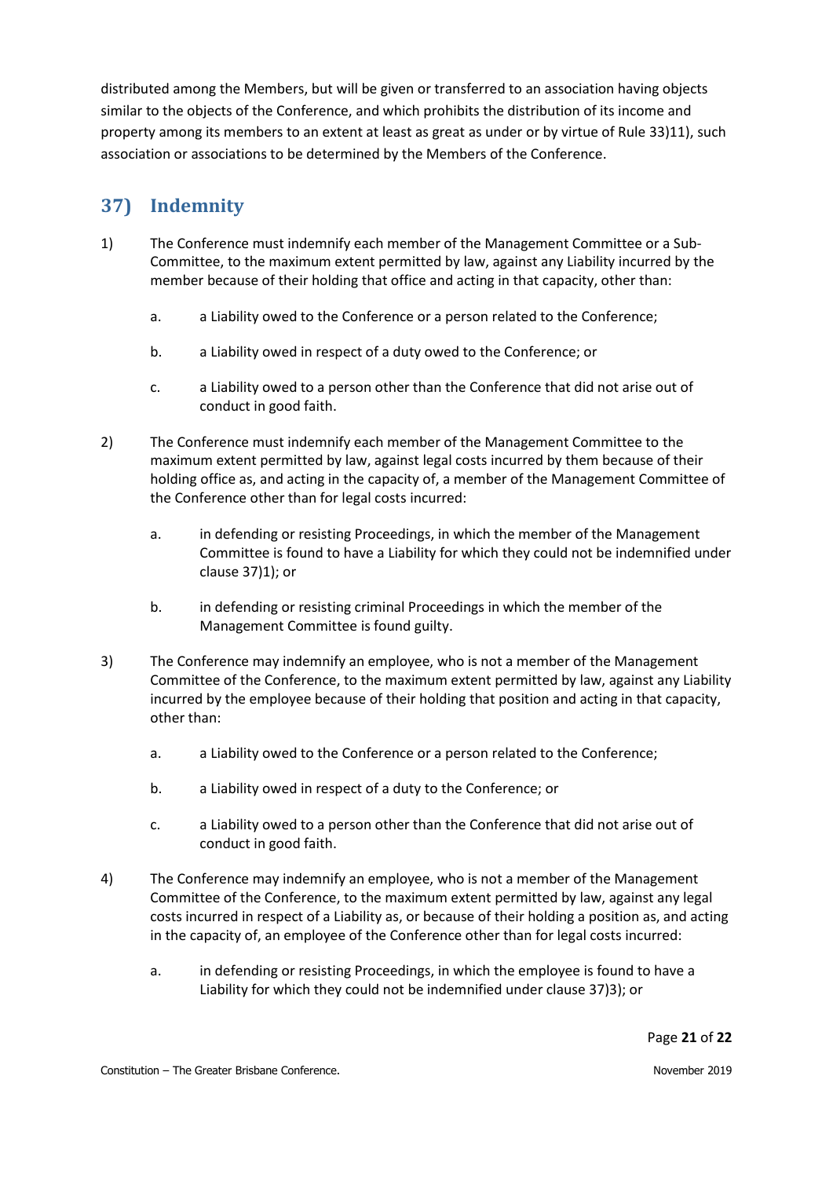distributed among the Members, but will be given or transferred to an association having objects similar to the objects of the Conference, and which prohibits the distribution of its income and property among its members to an extent at least as great as under or by virtue of Rule 33)11), such association or associations to be determined by the Members of the Conference.

## 37) Indemnity

1) The Conference must indemnify each member of the Management Committee or a Sub-Committee, to the maximum extent permitted by law, against any Liability incurred by the member because of their holding that office and acting in that capacity, other than:

   a. a Liability owed to the Conference or a person related to the Conference;

   b. a Liability owed in respect of a duty owed to the Conference; or

   c. a Liability owed to a person other than the Conference that did not arise out of conduct in good faith.

2) The Conference must indemnify each member of the Management Committee to the maximum extent permitted by law, against legal costs incurred by them because of their holding office as, and acting in the capacity of, a member of the Management Committee of the Conference other than for legal costs incurred:

   a. in defending or resisting Proceedings, in which the member of the Management Committee is found to have a Liability for which they could not be indemnified under clause 37)1); or

   b. in defending or resisting criminal Proceedings in which the member of the Management Committee is found guilty.

3) The Conference may indemnify an employee, who is not a member of the Management Committee of the Conference, to the maximum extent permitted by law, against any Liability incurred by the employee because of their holding that position and acting in that capacity, other than:

   a. a Liability owed to the Conference or a person related to the Conference;

   b. a Liability owed in respect of a duty to the Conference; or

   c. a Liability owed to a person other than the Conference that did not arise out of conduct in good faith.

4) The Conference may indemnify an employee, who is not a member of the Management Committee of the Conference, to the maximum extent permitted by law, against any legal costs incurred in respect of a Liability as, or because of their holding a position as, and acting in the capacity of, an employee of the Conference other than for legal costs incurred:

   a. in defending or resisting Proceedings, in which the employee is found to have a Liability for which they could not be indemnified under clause 37)3); or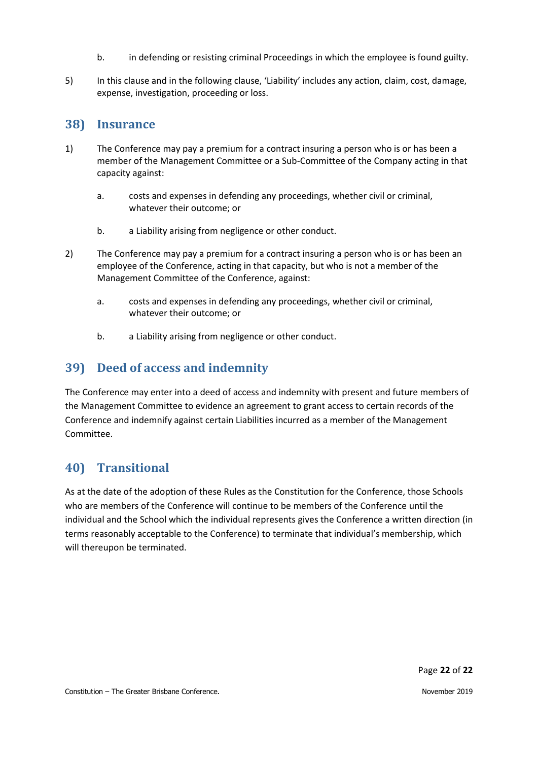b. in defending or resisting criminal Proceedings in which the employee is found guilty.

5) In this clause and in the following clause, 'Liability' includes any action, claim, cost, damage, expense, investigation, proceeding or loss.

## 38) Insurance

1) The Conference may pay a premium for a contract insuring a person who is or has been a member of the Management Committee or a Sub-Committee of the Company acting in that capacity against:

   a. costs and expenses in defending any proceedings, whether civil or criminal, whatever their outcome; or

   b. a Liability arising from negligence or other conduct.

2) The Conference may pay a premium for a contract insuring a person who is or has been an employee of the Conference, acting in that capacity, but who is not a member of the Management Committee of the Conference, against:

   a. costs and expenses in defending any proceedings, whether civil or criminal, whatever their outcome; or

   b. a Liability arising from negligence or other conduct.

## 39) Deed of access and indemnity

The Conference may enter into a deed of access and indemnity with present and future members of the Management Committee to evidence an agreement to grant access to certain records of the Conference and indemnify against certain Liabilities incurred as a member of the Management Committee.

## 40) Transitional

As at the date of the adoption of these Rules as the Constitution for the Conference, those Schools who are members of the Conference will continue to be members of the Conference until the individual and the School which the individual represents gives the Conference a written direction (in terms reasonably acceptable to the Conference) to terminate that individual's membership, which will thereupon be terminated.